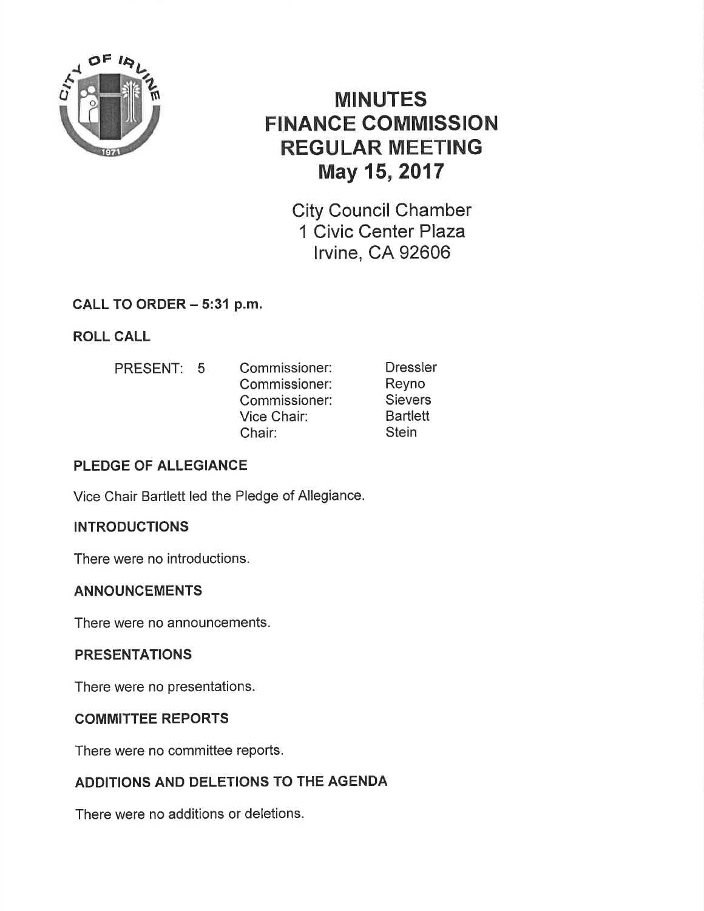# MINUTES
# FINANCE COMMISSION
# REGULAR MEETING
# May 15, 2017

City Council Chamber
1 Civic Center Plaza
Irvine, CA 92606

**CALL TO ORDER – 5:31 p.m.**

**ROLL CALL**

| PRESENT: 5 | | |
|---|---|---|
| | Commissioner: | Dressler |
| | Commissioner: | Reyno |
| | Commissioner: | Sievers |
| | Vice Chair: | Bartlett |
| | Chair: | Stein |

**PLEDGE OF ALLEGIANCE**

Vice Chair Bartlett led the Pledge of Allegiance.

**INTRODUCTIONS**

There were no introductions.

**ANNOUNCEMENTS**

There were no announcements.

**PRESENTATIONS**

There were no presentations.

**COMMITTEE REPORTS**

There were no committee reports.

**ADDITIONS AND DELETIONS TO THE AGENDA**

There were no additions or deletions.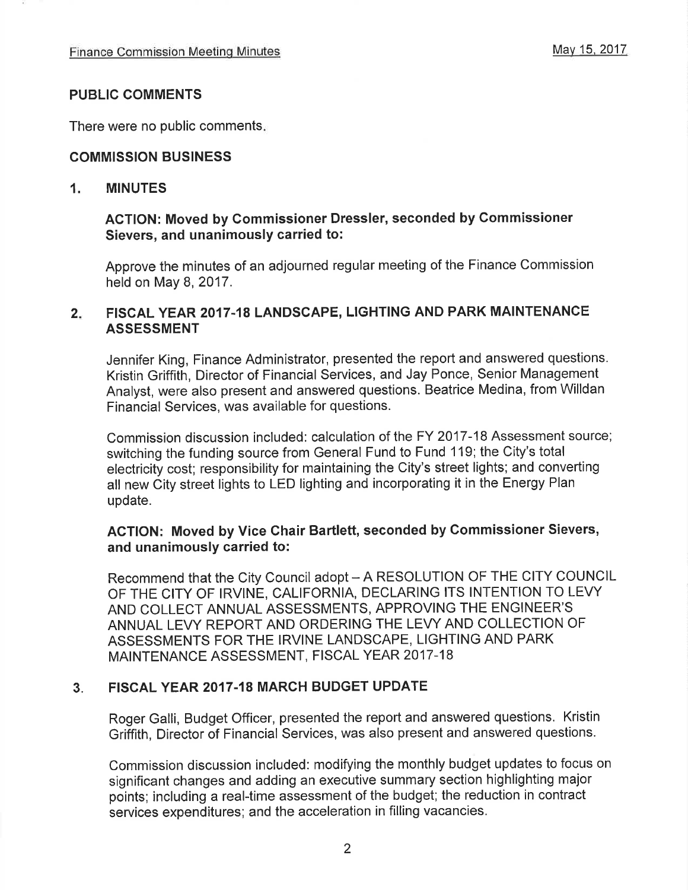## PUBLIC COMMENTS

There were no public comments.

## COMMISSION BUSINESS

### 1. MINUTES

**ACTION: Moved by Commissioner Dressler, seconded by Commissioner Sievers, and unanimously carried to:**

Approve the minutes of an adjourned regular meeting of the Finance Commission held on May 8, 2017.

### 2. FISCAL YEAR 2017-18 LANDSCAPE, LIGHTING AND PARK MAINTENANCE ASSESSMENT

Jennifer King, Finance Administrator, presented the report and answered questions. Kristin Griffith, Director of Financial Services, and Jay Ponce, Senior Management Analyst, were also present and answered questions. Beatrice Medina, from Willdan Financial Services, was available for questions.

Commission discussion included: calculation of the FY 2017-18 Assessment source; switching the funding source from General Fund to Fund 119; the City's total electricity cost; responsibility for maintaining the City's street lights; and converting all new City street lights to LED lighting and incorporating it in the Energy Plan update.

**ACTION: Moved by Vice Chair Bartlett, seconded by Commissioner Sievers, and unanimously carried to:**

Recommend that the City Council adopt – A RESOLUTION OF THE CITY COUNCIL OF THE CITY OF IRVINE, CALIFORNIA, DECLARING ITS INTENTION TO LEVY AND COLLECT ANNUAL ASSESSMENTS, APPROVING THE ENGINEER'S ANNUAL LEVY REPORT AND ORDERING THE LEVY AND COLLECTION OF ASSESSMENTS FOR THE IRVINE LANDSCAPE, LIGHTING AND PARK MAINTENANCE ASSESSMENT, FISCAL YEAR 2017-18

### 3. FISCAL YEAR 2017-18 MARCH BUDGET UPDATE

Roger Galli, Budget Officer, presented the report and answered questions. Kristin Griffith, Director of Financial Services, was also present and answered questions.

Commission discussion included: modifying the monthly budget updates to focus on significant changes and adding an executive summary section highlighting major points; including a real-time assessment of the budget; the reduction in contract services expenditures; and the acceleration in filling vacancies.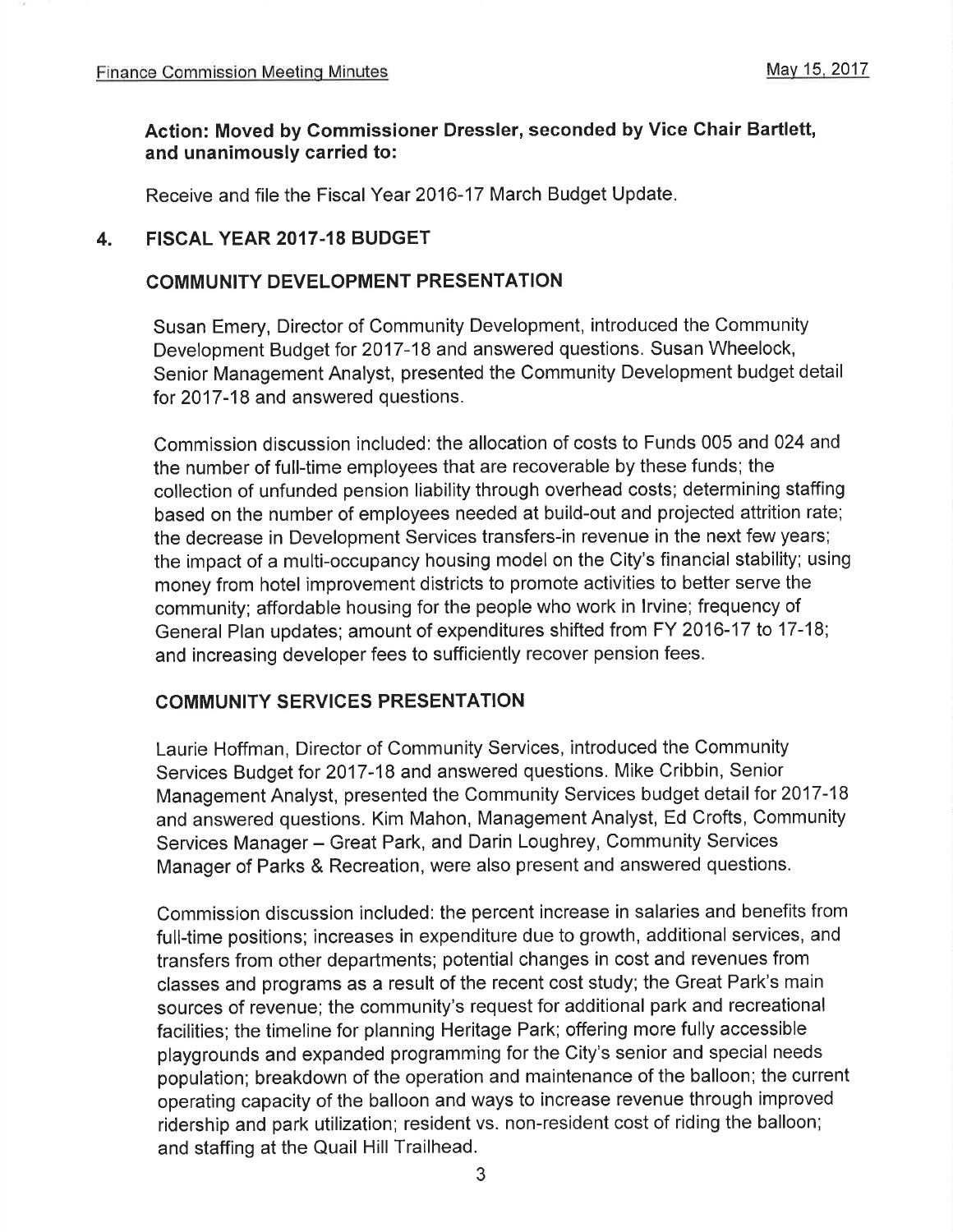**Action: Moved by Commissioner Dressler, seconded by Vice Chair Bartlett, and unanimously carried to:**

Receive and file the Fiscal Year 2016-17 March Budget Update.

## 4. FISCAL YEAR 2017-18 BUDGET

### COMMUNITY DEVELOPMENT PRESENTATION

Susan Emery, Director of Community Development, introduced the Community Development Budget for 2017-18 and answered questions. Susan Wheelock, Senior Management Analyst, presented the Community Development budget detail for 2017-18 and answered questions.

Commission discussion included: the allocation of costs to Funds 005 and 024 and the number of full-time employees that are recoverable by these funds; the collection of unfunded pension liability through overhead costs; determining staffing based on the number of employees needed at build-out and projected attrition rate; the decrease in Development Services transfers-in revenue in the next few years; the impact of a multi-occupancy housing model on the City's financial stability; using money from hotel improvement districts to promote activities to better serve the community; affordable housing for the people who work in Irvine; frequency of General Plan updates; amount of expenditures shifted from FY 2016-17 to 17-18; and increasing developer fees to sufficiently recover pension fees.

### COMMUNITY SERVICES PRESENTATION

Laurie Hoffman, Director of Community Services, introduced the Community Services Budget for 2017-18 and answered questions. Mike Cribbin, Senior Management Analyst, presented the Community Services budget detail for 2017-18 and answered questions. Kim Mahon, Management Analyst, Ed Crofts, Community Services Manager – Great Park, and Darin Loughrey, Community Services Manager of Parks & Recreation, were also present and answered questions.

Commission discussion included: the percent increase in salaries and benefits from full-time positions; increases in expenditure due to growth, additional services, and transfers from other departments; potential changes in cost and revenues from classes and programs as a result of the recent cost study; the Great Park's main sources of revenue; the community's request for additional park and recreational facilities; the timeline for planning Heritage Park; offering more fully accessible playgrounds and expanded programming for the City's senior and special needs population; breakdown of the operation and maintenance of the balloon; the current operating capacity of the balloon and ways to increase revenue through improved ridership and park utilization; resident vs. non-resident cost of riding the balloon; and staffing at the Quail Hill Trailhead.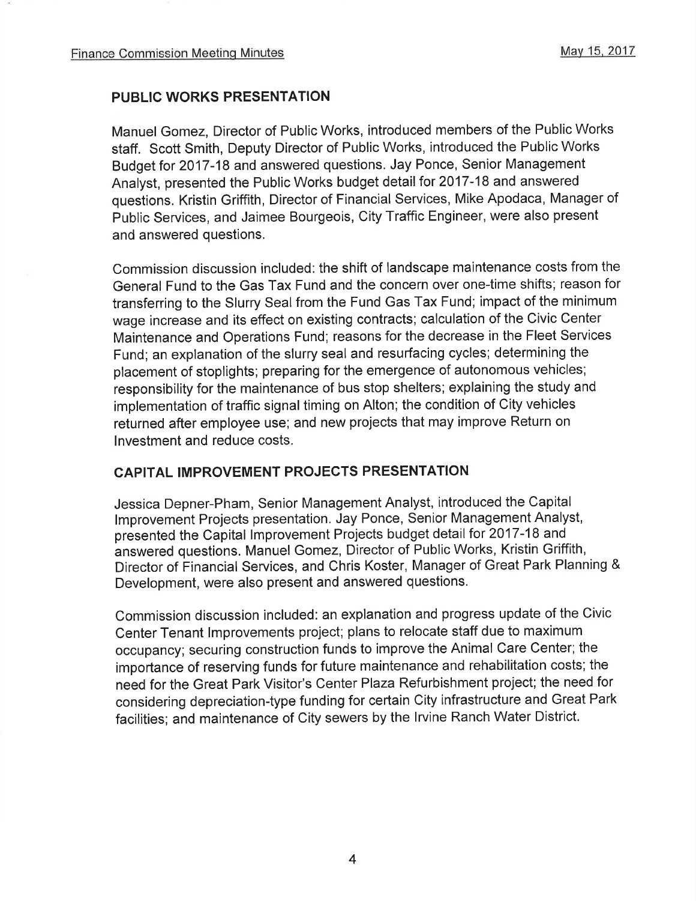## PUBLIC WORKS PRESENTATION

Manuel Gomez, Director of Public Works, introduced members of the Public Works staff. Scott Smith, Deputy Director of Public Works, introduced the Public Works Budget for 2017-18 and answered questions. Jay Ponce, Senior Management Analyst, presented the Public Works budget detail for 2017-18 and answered questions. Kristin Griffith, Director of Financial Services, Mike Apodaca, Manager of Public Services, and Jaimee Bourgeois, City Traffic Engineer, were also present and answered questions.

Commission discussion included: the shift of landscape maintenance costs from the General Fund to the Gas Tax Fund and the concern over one-time shifts; reason for transferring to the Slurry Seal from the Fund Gas Tax Fund; impact of the minimum wage increase and its effect on existing contracts; calculation of the Civic Center Maintenance and Operations Fund; reasons for the decrease in the Fleet Services Fund; an explanation of the slurry seal and resurfacing cycles; determining the placement of stoplights; preparing for the emergence of autonomous vehicles; responsibility for the maintenance of bus stop shelters; explaining the study and implementation of traffic signal timing on Alton; the condition of City vehicles returned after employee use; and new projects that may improve Return on Investment and reduce costs.

## CAPITAL IMPROVEMENT PROJECTS PRESENTATION

Jessica Depner-Pham, Senior Management Analyst, introduced the Capital Improvement Projects presentation. Jay Ponce, Senior Management Analyst, presented the Capital Improvement Projects budget detail for 2017-18 and answered questions. Manuel Gomez, Director of Public Works, Kristin Griffith, Director of Financial Services, and Chris Koster, Manager of Great Park Planning & Development, were also present and answered questions.

Commission discussion included: an explanation and progress update of the Civic Center Tenant Improvements project; plans to relocate staff due to maximum occupancy; securing construction funds to improve the Animal Care Center; the importance of reserving funds for future maintenance and rehabilitation costs; the need for the Great Park Visitor's Center Plaza Refurbishment project; the need for considering depreciation-type funding for certain City infrastructure and Great Park facilities; and maintenance of City sewers by the Irvine Ranch Water District.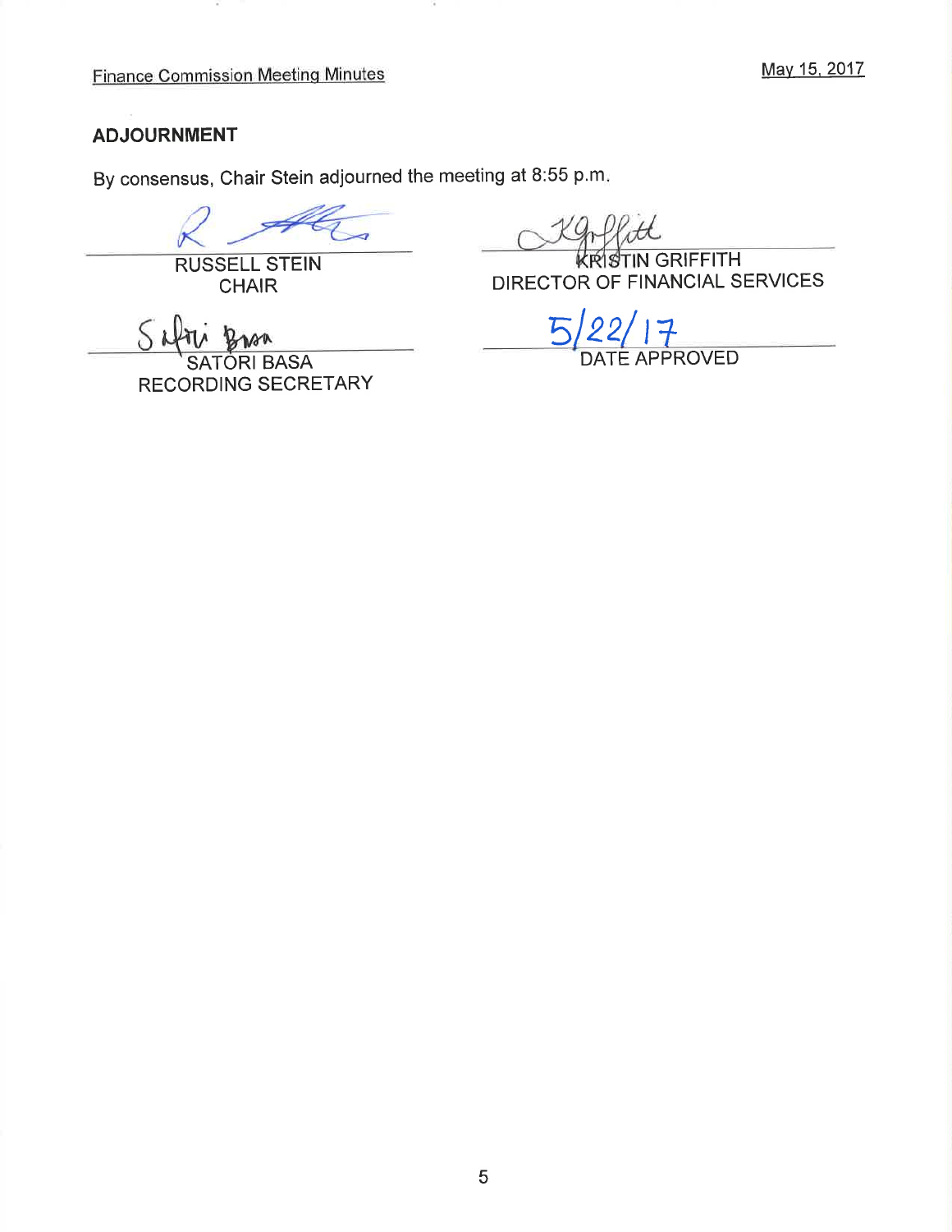## ADJOURNMENT

By consensus, Chair Stein adjourned the meeting at 8:55 p.m.

RUSSELL STEIN
CHAIR

SATORI BASA
RECORDING SECRETARY

KRISTIN GRIFFITH
DIRECTOR OF FINANCIAL SERVICES

5/22/17
DATE APPROVED